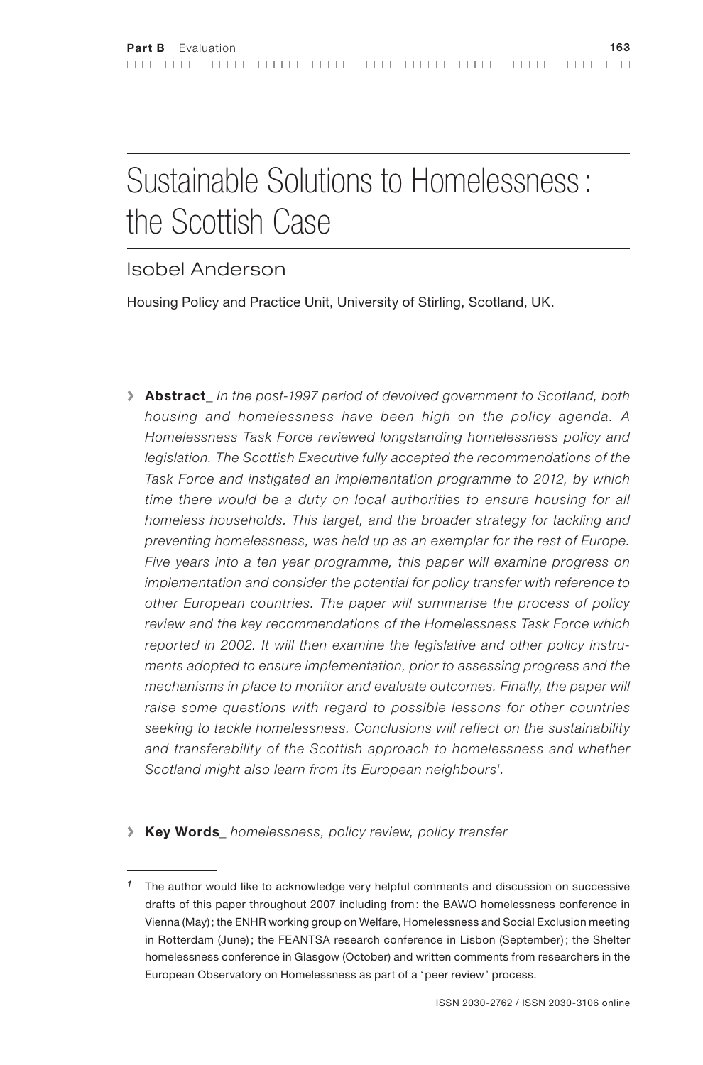# Sustainable Solutions to Homelessness: the Scottish Case

## Isobel Anderson

Housing Policy and Practice Unit, University of Stirling, Scotland, UK.

> **Abstract_** *In the post-1997 period of devolved government to Scotland, both housing and homelessness have been high on the policy agenda. A Homelessness Task Force reviewed longstanding homelessness policy and legislation. The Scottish Executive fully accepted the recommendations of the Task Force and instigated an implementation programme to 2012, by which time there would be a duty on local authorities to ensure housing for all homeless households. This target, and the broader strategy for tackling and preventing homelessness, was held up as an exemplar for the rest of Europe. Five years into a ten year programme, this paper will examine progress on implementation and consider the potential for policy transfer with reference to other European countries. The paper will summarise the process of policy review and the key recommendations of the Homelessness Task Force which reported in 2002. It will then examine the legislative and other policy instruments adopted to ensure implementation, prior to assessing progress and the mechanisms in place to monitor and evaluate outcomes. Finally, the paper will raise some questions with regard to possible lessons for other countries seeking to tackle homelessness. Conclusions will reflect on the sustainability and transferability of the Scottish approach to homelessness and whether Scotland might also learn from its European neighbours*[1].

> **Key Words_** *homelessness, policy review, policy transfer*

---

[1] The author would like to acknowledge very helpful comments and discussion on successive drafts of this paper throughout 2007 including from: the BAWO homelessness conference in Vienna (May); the ENHR working group on Welfare, Homelessness and Social Exclusion meeting in Rotterdam (June); the FEANTSA research conference in Lisbon (September); the Shelter homelessness conference in Glasgow (October) and written comments from researchers in the European Observatory on Homelessness as part of a 'peer review' process.

ISSN 2030-2762 / ISSN 2030-3106 online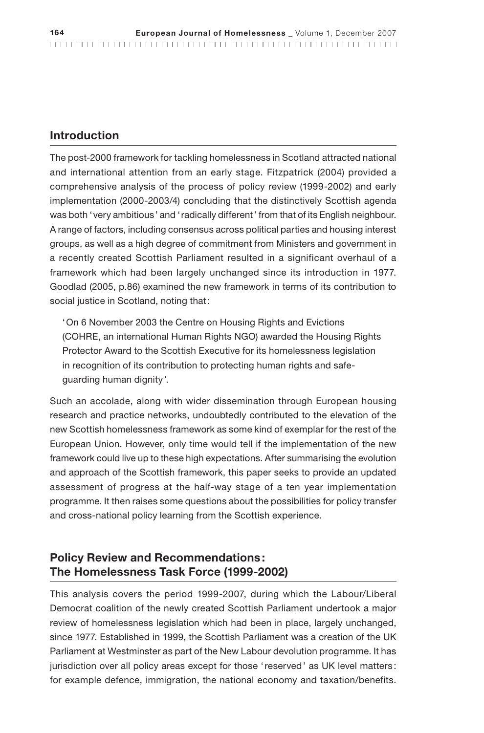## Introduction

The post-2000 framework for tackling homelessness in Scotland attracted national and international attention from an early stage. Fitzpatrick (2004) provided a comprehensive analysis of the process of policy review (1999-2002) and early implementation (2000-2003/4) concluding that the distinctively Scottish agenda was both 'very ambitious' and 'radically different' from that of its English neighbour. A range of factors, including consensus across political parties and housing interest groups, as well as a high degree of commitment from Ministers and government in a recently created Scottish Parliament resulted in a significant overhaul of a framework which had been largely unchanged since its introduction in 1977. Goodlad (2005, p.86) examined the new framework in terms of its contribution to social justice in Scotland, noting that:

> 'On 6 November 2003 the Centre on Housing Rights and Evictions (COHRE, an international Human Rights NGO) awarded the Housing Rights Protector Award to the Scottish Executive for its homelessness legislation in recognition of its contribution to protecting human rights and safeguarding human dignity'.

Such an accolade, along with wider dissemination through European housing research and practice networks, undoubtedly contributed to the elevation of the new Scottish homelessness framework as some kind of exemplar for the rest of the European Union. However, only time would tell if the implementation of the new framework could live up to these high expectations. After summarising the evolution and approach of the Scottish framework, this paper seeks to provide an updated assessment of progress at the half-way stage of a ten year implementation programme. It then raises some questions about the possibilities for policy transfer and cross-national policy learning from the Scottish experience.

## Policy Review and Recommendations: The Homelessness Task Force (1999-2002)

This analysis covers the period 1999-2007, during which the Labour/Liberal Democrat coalition of the newly created Scottish Parliament undertook a major review of homelessness legislation which had been in place, largely unchanged, since 1977. Established in 1999, the Scottish Parliament was a creation of the UK Parliament at Westminster as part of the New Labour devolution programme. It has jurisdiction over all policy areas except for those 'reserved' as UK level matters: for example defence, immigration, the national economy and taxation/benefits.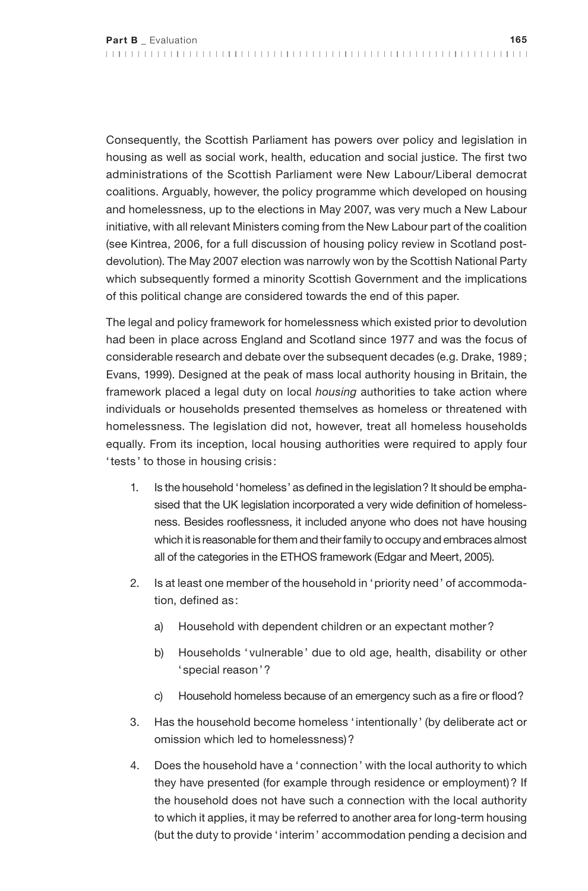Consequently, the Scottish Parliament has powers over policy and legislation in housing as well as social work, health, education and social justice. The first two administrations of the Scottish Parliament were New Labour/Liberal democrat coalitions. Arguably, however, the policy programme which developed on housing and homelessness, up to the elections in May 2007, was very much a New Labour initiative, with all relevant Ministers coming from the New Labour part of the coalition (see Kintrea, 2006, for a full discussion of housing policy review in Scotland post-devolution). The May 2007 election was narrowly won by the Scottish National Party which subsequently formed a minority Scottish Government and the implications of this political change are considered towards the end of this paper.

The legal and policy framework for homelessness which existed prior to devolution had been in place across England and Scotland since 1977 and was the focus of considerable research and debate over the subsequent decades (e.g. Drake, 1989; Evans, 1999). Designed at the peak of mass local authority housing in Britain, the framework placed a legal duty on local *housing* authorities to take action where individuals or households presented themselves as homeless or threatened with homelessness. The legislation did not, however, treat all homeless households equally. From its inception, local housing authorities were required to apply four 'tests' to those in housing crisis:

1. Is the household 'homeless' as defined in the legislation? It should be emphasised that the UK legislation incorporated a very wide definition of homelessness. Besides rooflessness, it included anyone who does not have housing which it is reasonable for them and their family to occupy and embraces almost all of the categories in the ETHOS framework (Edgar and Meert, 2005).
2. Is at least one member of the household in 'priority need' of accommodation, defined as:
    a) Household with dependent children or an expectant mother?
    b) Households 'vulnerable' due to old age, health, disability or other 'special reason'?
    c) Household homeless because of an emergency such as a fire or flood?
3. Has the household become homeless 'intentionally' (by deliberate act or omission which led to homelessness)?
4. Does the household have a 'connection' with the local authority to which they have presented (for example through residence or employment)? If the household does not have such a connection with the local authority to which it applies, it may be referred to another area for long-term housing (but the duty to provide 'interim' accommodation pending a decision and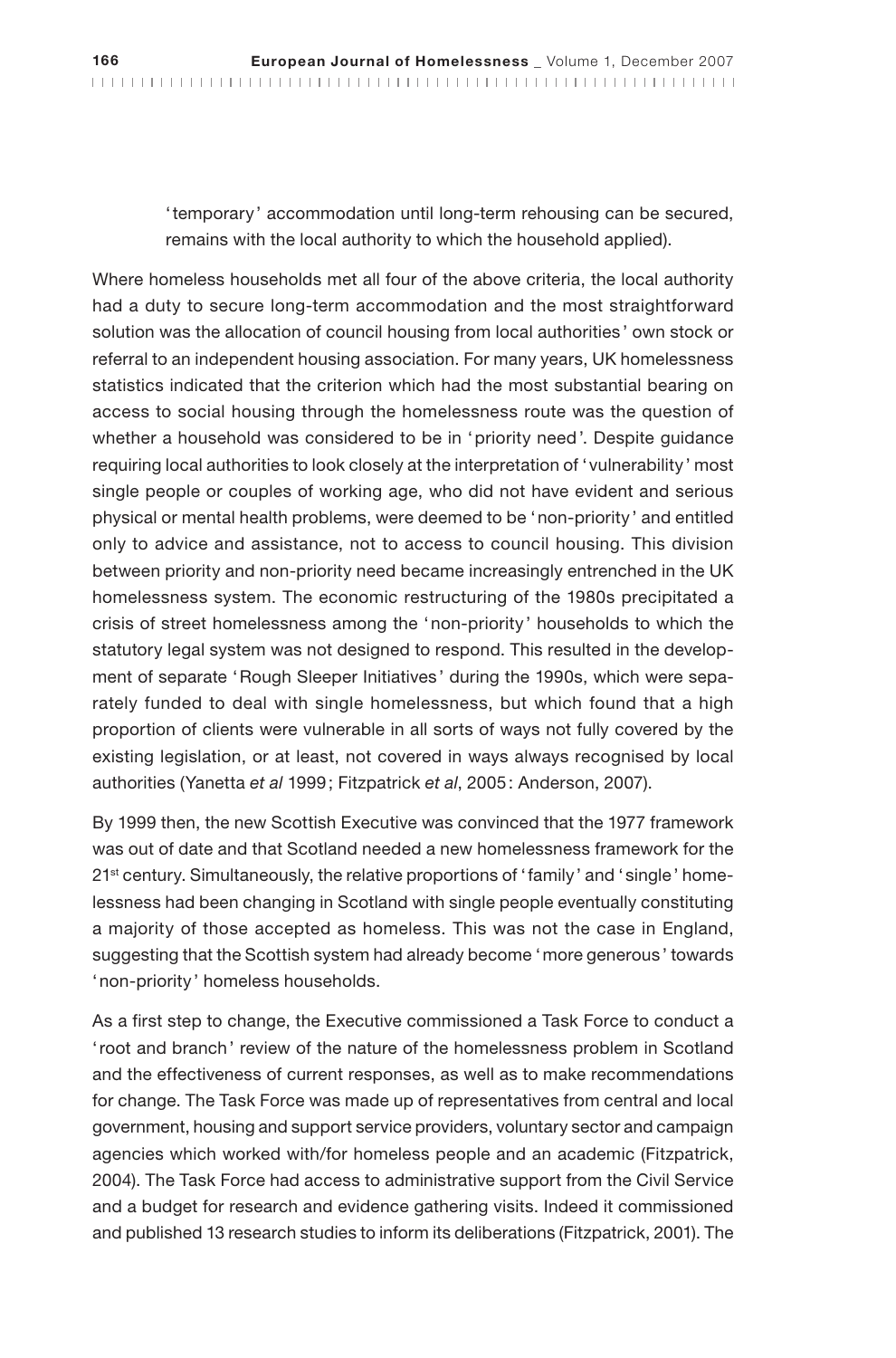'temporary' accommodation until long-term rehousing can be secured, remains with the local authority to which the household applied).

Where homeless households met all four of the above criteria, the local authority had a duty to secure long-term accommodation and the most straightforward solution was the allocation of council housing from local authorities' own stock or referral to an independent housing association. For many years, UK homelessness statistics indicated that the criterion which had the most substantial bearing on access to social housing through the homelessness route was the question of whether a household was considered to be in 'priority need'. Despite guidance requiring local authorities to look closely at the interpretation of 'vulnerability' most single people or couples of working age, who did not have evident and serious physical or mental health problems, were deemed to be 'non-priority' and entitled only to advice and assistance, not to access to council housing. This division between priority and non-priority need became increasingly entrenched in the UK homelessness system. The economic restructuring of the 1980s precipitated a crisis of street homelessness among the 'non-priority' households to which the statutory legal system was not designed to respond. This resulted in the development of separate 'Rough Sleeper Initiatives' during the 1990s, which were separately funded to deal with single homelessness, but which found that a high proportion of clients were vulnerable in all sorts of ways not fully covered by the existing legislation, or at least, not covered in ways always recognised by local authorities (Yanetta *et al* 1999; Fitzpatrick *et al*, 2005: Anderson, 2007).

By 1999 then, the new Scottish Executive was convinced that the 1977 framework was out of date and that Scotland needed a new homelessness framework for the 21st century. Simultaneously, the relative proportions of 'family' and 'single' homelessness had been changing in Scotland with single people eventually constituting a majority of those accepted as homeless. This was not the case in England, suggesting that the Scottish system had already become 'more generous' towards 'non-priority' homeless households.

As a first step to change, the Executive commissioned a Task Force to conduct a 'root and branch' review of the nature of the homelessness problem in Scotland and the effectiveness of current responses, as well as to make recommendations for change. The Task Force was made up of representatives from central and local government, housing and support service providers, voluntary sector and campaign agencies which worked with/for homeless people and an academic (Fitzpatrick, 2004). The Task Force had access to administrative support from the Civil Service and a budget for research and evidence gathering visits. Indeed it commissioned and published 13 research studies to inform its deliberations (Fitzpatrick, 2001). The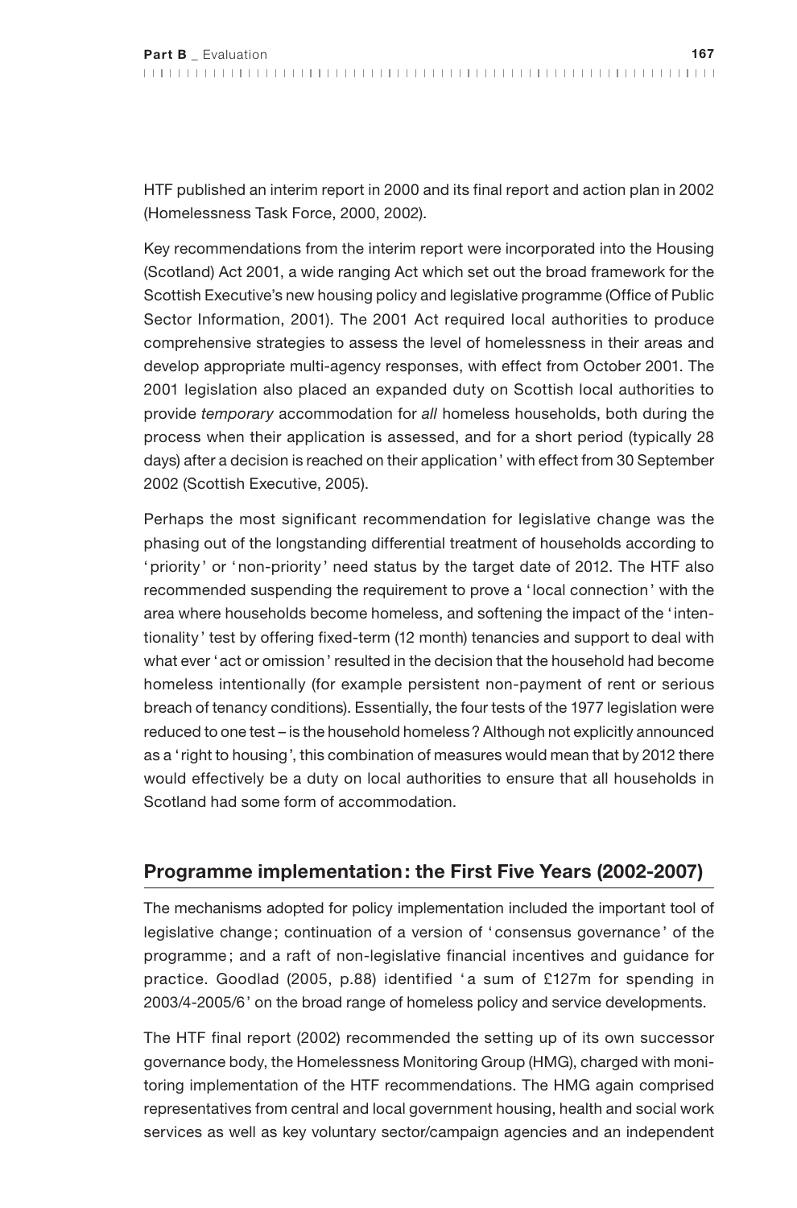HTF published an interim report in 2000 and its final report and action plan in 2002 (Homelessness Task Force, 2000, 2002).

Key recommendations from the interim report were incorporated into the Housing (Scotland) Act 2001, a wide ranging Act which set out the broad framework for the Scottish Executive's new housing policy and legislative programme (Office of Public Sector Information, 2001). The 2001 Act required local authorities to produce comprehensive strategies to assess the level of homelessness in their areas and develop appropriate multi-agency responses, with effect from October 2001. The 2001 legislation also placed an expanded duty on Scottish local authorities to provide *temporary* accommodation for *all* homeless households, both during the process when their application is assessed, and for a short period (typically 28 days) after a decision is reached on their application' with effect from 30 September 2002 (Scottish Executive, 2005).

Perhaps the most significant recommendation for legislative change was the phasing out of the longstanding differential treatment of households according to 'priority' or 'non-priority' need status by the target date of 2012. The HTF also recommended suspending the requirement to prove a 'local connection' with the area where households become homeless, and softening the impact of the 'intentionality' test by offering fixed-term (12 month) tenancies and support to deal with what ever 'act or omission' resulted in the decision that the household had become homeless intentionally (for example persistent non-payment of rent or serious breach of tenancy conditions). Essentially, the four tests of the 1977 legislation were reduced to one test – is the household homeless? Although not explicitly announced as a 'right to housing', this combination of measures would mean that by 2012 there would effectively be a duty on local authorities to ensure that all households in Scotland had some form of accommodation.

## Programme implementation: the First Five Years (2002-2007)

The mechanisms adopted for policy implementation included the important tool of legislative change; continuation of a version of 'consensus governance' of the programme; and a raft of non-legislative financial incentives and guidance for practice. Goodlad (2005, p.88) identified 'a sum of £127m for spending in 2003/4-2005/6' on the broad range of homeless policy and service developments.

The HTF final report (2002) recommended the setting up of its own successor governance body, the Homelessness Monitoring Group (HMG), charged with monitoring implementation of the HTF recommendations. The HMG again comprised representatives from central and local government housing, health and social work services as well as key voluntary sector/campaign agencies and an independent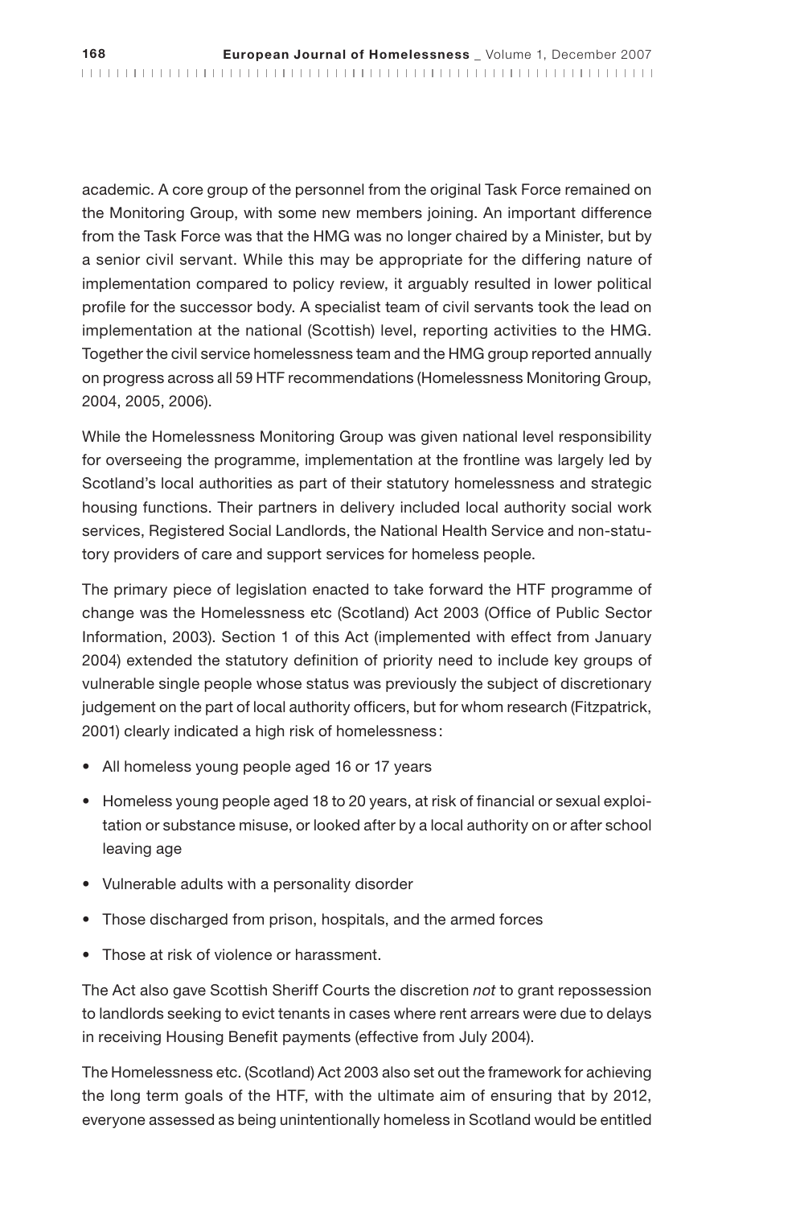academic. A core group of the personnel from the original Task Force remained on the Monitoring Group, with some new members joining. An important difference from the Task Force was that the HMG was no longer chaired by a Minister, but by a senior civil servant. While this may be appropriate for the differing nature of implementation compared to policy review, it arguably resulted in lower political profile for the successor body. A specialist team of civil servants took the lead on implementation at the national (Scottish) level, reporting activities to the HMG. Together the civil service homelessness team and the HMG group reported annually on progress across all 59 HTF recommendations (Homelessness Monitoring Group, 2004, 2005, 2006).

While the Homelessness Monitoring Group was given national level responsibility for overseeing the programme, implementation at the frontline was largely led by Scotland's local authorities as part of their statutory homelessness and strategic housing functions. Their partners in delivery included local authority social work services, Registered Social Landlords, the National Health Service and non-statutory providers of care and support services for homeless people.

The primary piece of legislation enacted to take forward the HTF programme of change was the Homelessness etc (Scotland) Act 2003 (Office of Public Sector Information, 2003). Section 1 of this Act (implemented with effect from January 2004) extended the statutory definition of priority need to include key groups of vulnerable single people whose status was previously the subject of discretionary judgement on the part of local authority officers, but for whom research (Fitzpatrick, 2001) clearly indicated a high risk of homelessness:

- All homeless young people aged 16 or 17 years
- Homeless young people aged 18 to 20 years, at risk of financial or sexual exploitation or substance misuse, or looked after by a local authority on or after school leaving age
- Vulnerable adults with a personality disorder
- Those discharged from prison, hospitals, and the armed forces
- Those at risk of violence or harassment.

The Act also gave Scottish Sheriff Courts the discretion *not* to grant repossession to landlords seeking to evict tenants in cases where rent arrears were due to delays in receiving Housing Benefit payments (effective from July 2004).

The Homelessness etc. (Scotland) Act 2003 also set out the framework for achieving the long term goals of the HTF, with the ultimate aim of ensuring that by 2012, everyone assessed as being unintentionally homeless in Scotland would be entitled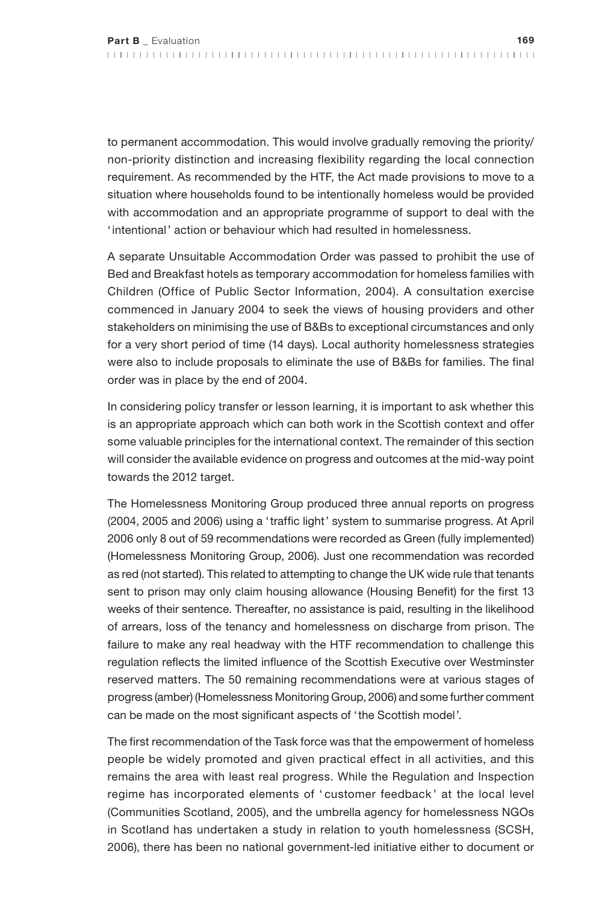to permanent accommodation. This would involve gradually removing the priority/non-priority distinction and increasing flexibility regarding the local connection requirement. As recommended by the HTF, the Act made provisions to move to a situation where households found to be intentionally homeless would be provided with accommodation and an appropriate programme of support to deal with the 'intentional' action or behaviour which had resulted in homelessness.

A separate Unsuitable Accommodation Order was passed to prohibit the use of Bed and Breakfast hotels as temporary accommodation for homeless families with Children (Office of Public Sector Information, 2004). A consultation exercise commenced in January 2004 to seek the views of housing providers and other stakeholders on minimising the use of B&Bs to exceptional circumstances and only for a very short period of time (14 days). Local authority homelessness strategies were also to include proposals to eliminate the use of B&Bs for families. The final order was in place by the end of 2004.

In considering policy transfer or lesson learning, it is important to ask whether this is an appropriate approach which can both work in the Scottish context and offer some valuable principles for the international context. The remainder of this section will consider the available evidence on progress and outcomes at the mid-way point towards the 2012 target.

The Homelessness Monitoring Group produced three annual reports on progress (2004, 2005 and 2006) using a 'traffic light' system to summarise progress. At April 2006 only 8 out of 59 recommendations were recorded as Green (fully implemented) (Homelessness Monitoring Group, 2006). Just one recommendation was recorded as red (not started). This related to attempting to change the UK wide rule that tenants sent to prison may only claim housing allowance (Housing Benefit) for the first 13 weeks of their sentence. Thereafter, no assistance is paid, resulting in the likelihood of arrears, loss of the tenancy and homelessness on discharge from prison. The failure to make any real headway with the HTF recommendation to challenge this regulation reflects the limited influence of the Scottish Executive over Westminster reserved matters. The 50 remaining recommendations were at various stages of progress (amber) (Homelessness Monitoring Group, 2006) and some further comment can be made on the most significant aspects of 'the Scottish model'.

The first recommendation of the Task force was that the empowerment of homeless people be widely promoted and given practical effect in all activities, and this remains the area with least real progress. While the Regulation and Inspection regime has incorporated elements of 'customer feedback' at the local level (Communities Scotland, 2005), and the umbrella agency for homelessness NGOs in Scotland has undertaken a study in relation to youth homelessness (SCSH, 2006), there has been no national government-led initiative either to document or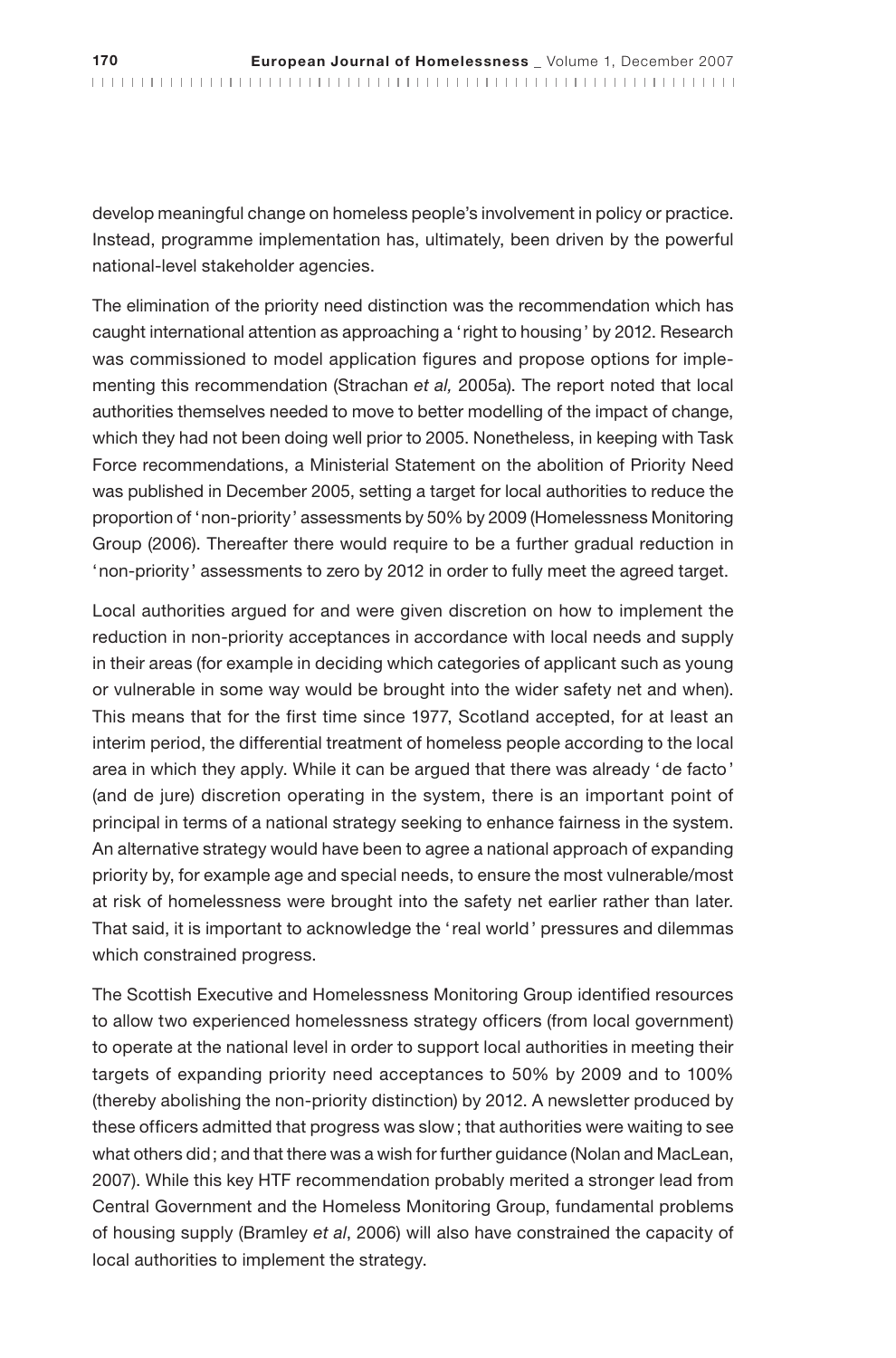develop meaningful change on homeless people's involvement in policy or practice. Instead, programme implementation has, ultimately, been driven by the powerful national-level stakeholder agencies.

The elimination of the priority need distinction was the recommendation which has caught international attention as approaching a 'right to housing' by 2012. Research was commissioned to model application figures and propose options for implementing this recommendation (Strachan *et al,* 2005a). The report noted that local authorities themselves needed to move to better modelling of the impact of change, which they had not been doing well prior to 2005. Nonetheless, in keeping with Task Force recommendations, a Ministerial Statement on the abolition of Priority Need was published in December 2005, setting a target for local authorities to reduce the proportion of 'non-priority' assessments by 50% by 2009 (Homelessness Monitoring Group (2006). Thereafter there would require to be a further gradual reduction in 'non-priority' assessments to zero by 2012 in order to fully meet the agreed target.

Local authorities argued for and were given discretion on how to implement the reduction in non-priority acceptances in accordance with local needs and supply in their areas (for example in deciding which categories of applicant such as young or vulnerable in some way would be brought into the wider safety net and when). This means that for the first time since 1977, Scotland accepted, for at least an interim period, the differential treatment of homeless people according to the local area in which they apply. While it can be argued that there was already 'de facto' (and de jure) discretion operating in the system, there is an important point of principal in terms of a national strategy seeking to enhance fairness in the system. An alternative strategy would have been to agree a national approach of expanding priority by, for example age and special needs, to ensure the most vulnerable/most at risk of homelessness were brought into the safety net earlier rather than later. That said, it is important to acknowledge the 'real world' pressures and dilemmas which constrained progress.

The Scottish Executive and Homelessness Monitoring Group identified resources to allow two experienced homelessness strategy officers (from local government) to operate at the national level in order to support local authorities in meeting their targets of expanding priority need acceptances to 50% by 2009 and to 100% (thereby abolishing the non-priority distinction) by 2012. A newsletter produced by these officers admitted that progress was slow; that authorities were waiting to see what others did; and that there was a wish for further guidance (Nolan and MacLean, 2007). While this key HTF recommendation probably merited a stronger lead from Central Government and the Homeless Monitoring Group, fundamental problems of housing supply (Bramley *et al*, 2006) will also have constrained the capacity of local authorities to implement the strategy.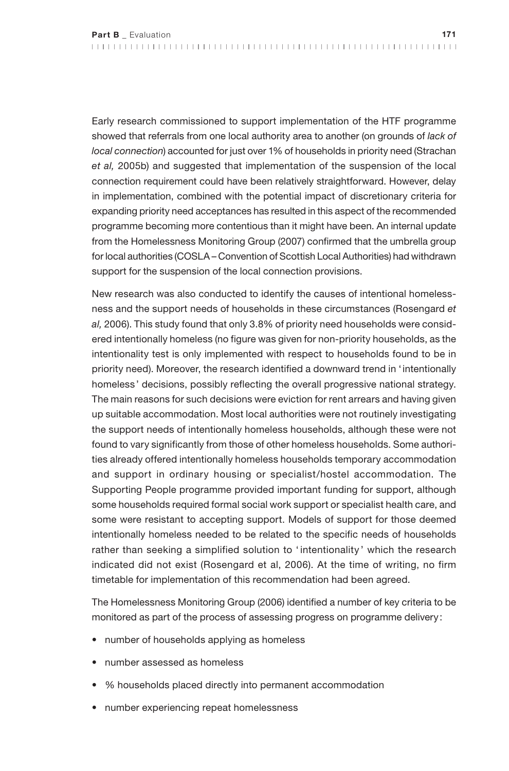Early research commissioned to support implementation of the HTF programme showed that referrals from one local authority area to another (on grounds of *lack of local connection*) accounted for just over 1% of households in priority need (Strachan *et al,* 2005b) and suggested that implementation of the suspension of the local connection requirement could have been relatively straightforward. However, delay in implementation, combined with the potential impact of discretionary criteria for expanding priority need acceptances has resulted in this aspect of the recommended programme becoming more contentious than it might have been. An internal update from the Homelessness Monitoring Group (2007) confirmed that the umbrella group for local authorities (COSLA – Convention of Scottish Local Authorities) had withdrawn support for the suspension of the local connection provisions.

New research was also conducted to identify the causes of intentional homelessness and the support needs of households in these circumstances (Rosengard *et al,* 2006). This study found that only 3.8% of priority need households were considered intentionally homeless (no figure was given for non-priority households, as the intentionality test is only implemented with respect to households found to be in priority need). Moreover, the research identified a downward trend in 'intentionally homeless' decisions, possibly reflecting the overall progressive national strategy. The main reasons for such decisions were eviction for rent arrears and having given up suitable accommodation. Most local authorities were not routinely investigating the support needs of intentionally homeless households, although these were not found to vary significantly from those of other homeless households. Some authorities already offered intentionally homeless households temporary accommodation and support in ordinary housing or specialist/hostel accommodation. The Supporting People programme provided important funding for support, although some households required formal social work support or specialist health care, and some were resistant to accepting support. Models of support for those deemed intentionally homeless needed to be related to the specific needs of households rather than seeking a simplified solution to 'intentionality' which the research indicated did not exist (Rosengard et al, 2006). At the time of writing, no firm timetable for implementation of this recommendation had been agreed.

The Homelessness Monitoring Group (2006) identified a number of key criteria to be monitored as part of the process of assessing progress on programme delivery:

- number of households applying as homeless
- number assessed as homeless
- % households placed directly into permanent accommodation
- number experiencing repeat homelessness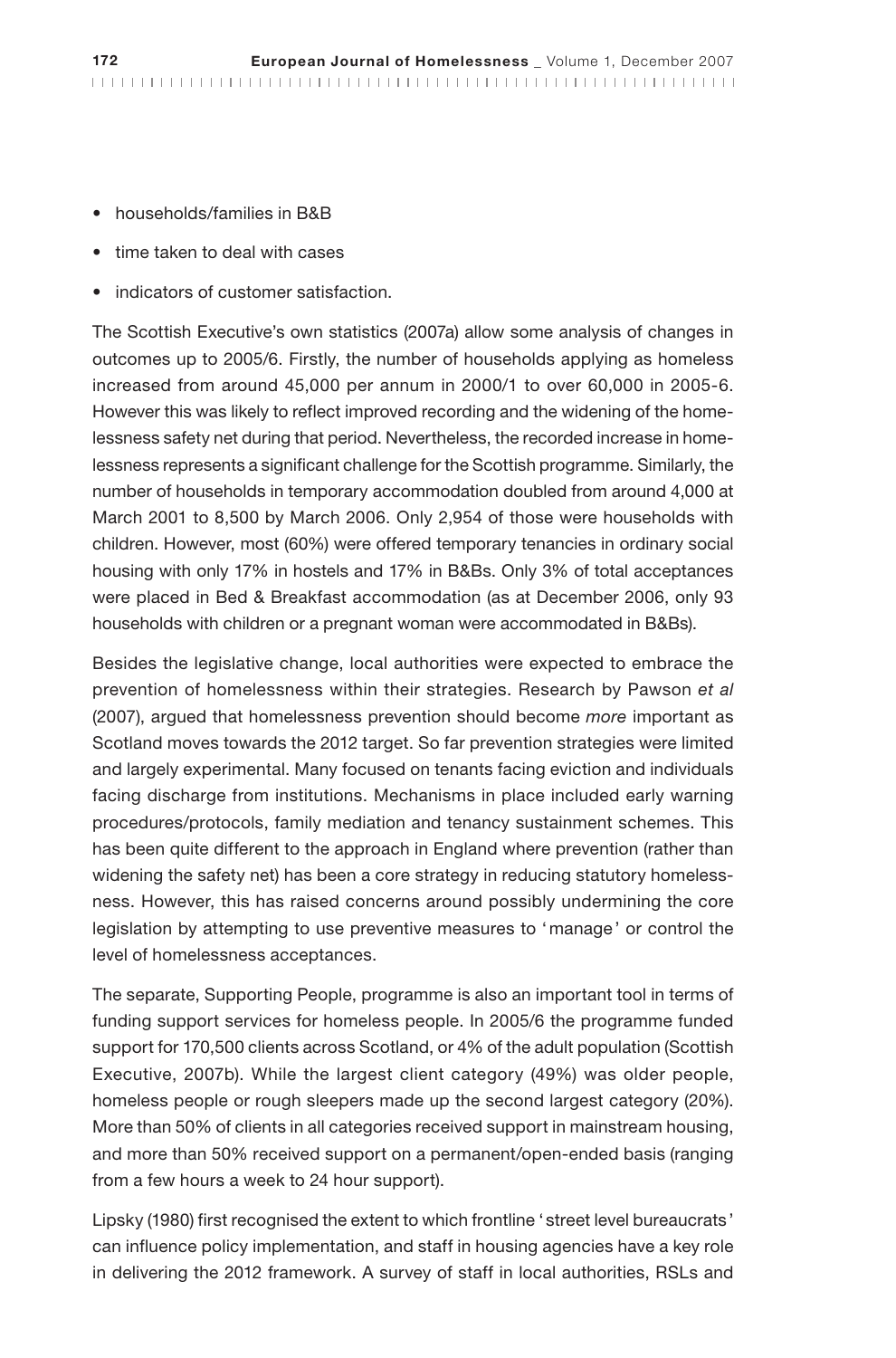- households/families in B&B
- time taken to deal with cases
- indicators of customer satisfaction.

The Scottish Executive's own statistics (2007a) allow some analysis of changes in outcomes up to 2005/6. Firstly, the number of households applying as homeless increased from around 45,000 per annum in 2000/1 to over 60,000 in 2005-6. However this was likely to reflect improved recording and the widening of the homelessness safety net during that period. Nevertheless, the recorded increase in homelessness represents a significant challenge for the Scottish programme. Similarly, the number of households in temporary accommodation doubled from around 4,000 at March 2001 to 8,500 by March 2006. Only 2,954 of those were households with children. However, most (60%) were offered temporary tenancies in ordinary social housing with only 17% in hostels and 17% in B&Bs. Only 3% of total acceptances were placed in Bed & Breakfast accommodation (as at December 2006, only 93 households with children or a pregnant woman were accommodated in B&Bs).

Besides the legislative change, local authorities were expected to embrace the prevention of homelessness within their strategies. Research by Pawson *et al* (2007), argued that homelessness prevention should become *more* important as Scotland moves towards the 2012 target. So far prevention strategies were limited and largely experimental. Many focused on tenants facing eviction and individuals facing discharge from institutions. Mechanisms in place included early warning procedures/protocols, family mediation and tenancy sustainment schemes. This has been quite different to the approach in England where prevention (rather than widening the safety net) has been a core strategy in reducing statutory homelessness. However, this has raised concerns around possibly undermining the core legislation by attempting to use preventive measures to 'manage' or control the level of homelessness acceptances.

The separate, Supporting People, programme is also an important tool in terms of funding support services for homeless people. In 2005/6 the programme funded support for 170,500 clients across Scotland, or 4% of the adult population (Scottish Executive, 2007b). While the largest client category (49%) was older people, homeless people or rough sleepers made up the second largest category (20%). More than 50% of clients in all categories received support in mainstream housing, and more than 50% received support on a permanent/open-ended basis (ranging from a few hours a week to 24 hour support).

Lipsky (1980) first recognised the extent to which frontline 'street level bureaucrats' can influence policy implementation, and staff in housing agencies have a key role in delivering the 2012 framework. A survey of staff in local authorities, RSLs and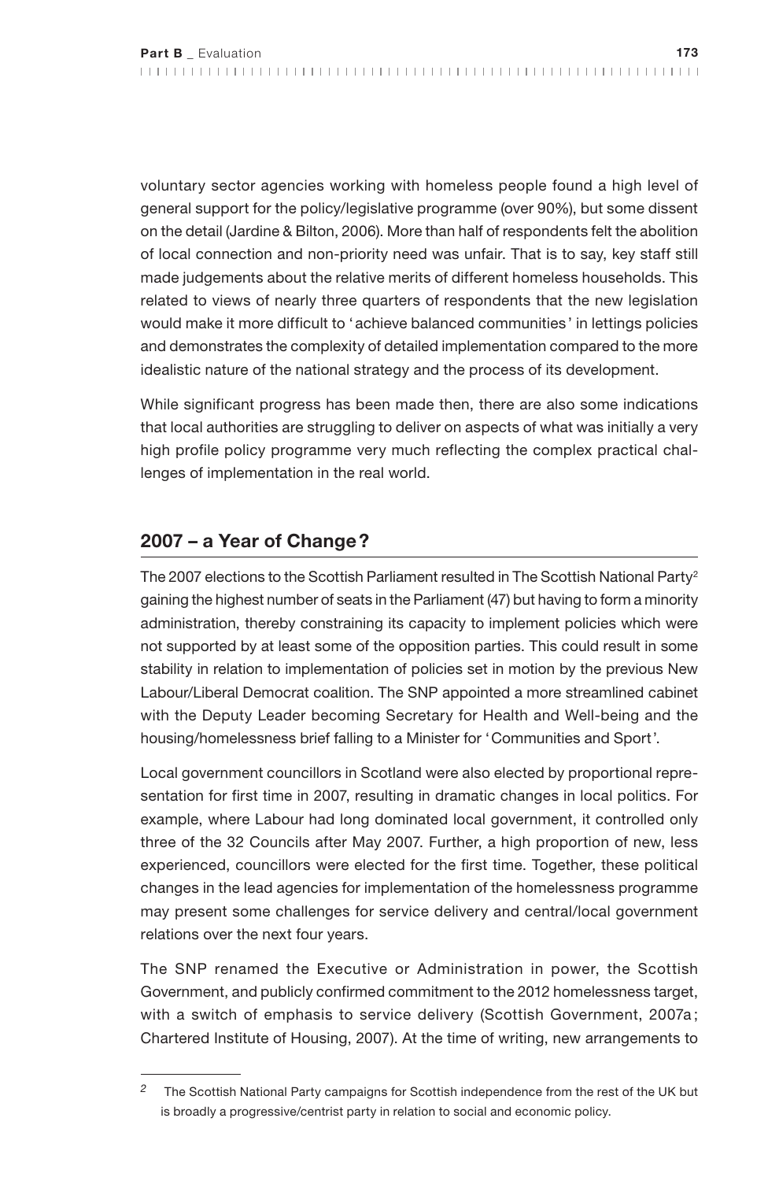voluntary sector agencies working with homeless people found a high level of general support for the policy/legislative programme (over 90%), but some dissent on the detail (Jardine & Bilton, 2006). More than half of respondents felt the abolition of local connection and non-priority need was unfair. That is to say, key staff still made judgements about the relative merits of different homeless households. This related to views of nearly three quarters of respondents that the new legislation would make it more difficult to 'achieve balanced communities' in lettings policies and demonstrates the complexity of detailed implementation compared to the more idealistic nature of the national strategy and the process of its development.

While significant progress has been made then, there are also some indications that local authorities are struggling to deliver on aspects of what was initially a very high profile policy programme very much reflecting the complex practical challenges of implementation in the real world.

## 2007 – a Year of Change?

The 2007 elections to the Scottish Parliament resulted in The Scottish National Party[2] gaining the highest number of seats in the Parliament (47) but having to form a minority administration, thereby constraining its capacity to implement policies which were not supported by at least some of the opposition parties. This could result in some stability in relation to implementation of policies set in motion by the previous New Labour/Liberal Democrat coalition. The SNP appointed a more streamlined cabinet with the Deputy Leader becoming Secretary for Health and Well-being and the housing/homelessness brief falling to a Minister for 'Communities and Sport'.

Local government councillors in Scotland were also elected by proportional representation for first time in 2007, resulting in dramatic changes in local politics. For example, where Labour had long dominated local government, it controlled only three of the 32 Councils after May 2007. Further, a high proportion of new, less experienced, councillors were elected for the first time. Together, these political changes in the lead agencies for implementation of the homelessness programme may present some challenges for service delivery and central/local government relations over the next four years.

The SNP renamed the Executive or Administration in power, the Scottish Government, and publicly confirmed commitment to the 2012 homelessness target, with a switch of emphasis to service delivery (Scottish Government, 2007a; Chartered Institute of Housing, 2007). At the time of writing, new arrangements to

---

[2] The Scottish National Party campaigns for Scottish independence from the rest of the UK but is broadly a progressive/centrist party in relation to social and economic policy.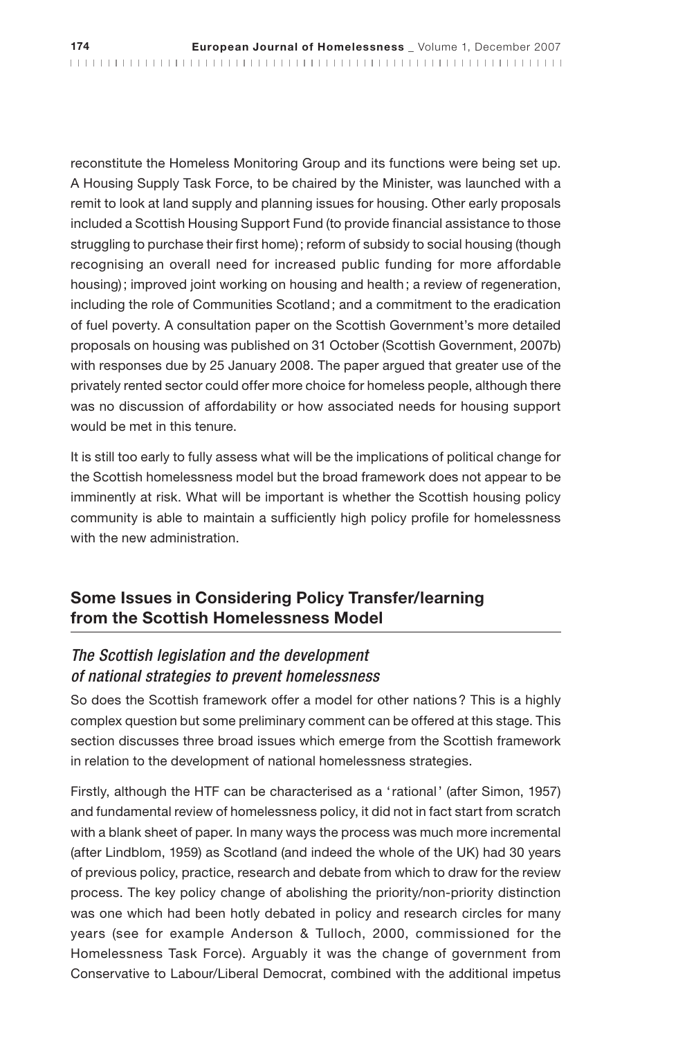reconstitute the Homeless Monitoring Group and its functions were being set up. A Housing Supply Task Force, to be chaired by the Minister, was launched with a remit to look at land supply and planning issues for housing. Other early proposals included a Scottish Housing Support Fund (to provide financial assistance to those struggling to purchase their first home); reform of subsidy to social housing (though recognising an overall need for increased public funding for more affordable housing); improved joint working on housing and health; a review of regeneration, including the role of Communities Scotland; and a commitment to the eradication of fuel poverty. A consultation paper on the Scottish Government's more detailed proposals on housing was published on 31 October (Scottish Government, 2007b) with responses due by 25 January 2008. The paper argued that greater use of the privately rented sector could offer more choice for homeless people, although there was no discussion of affordability or how associated needs for housing support would be met in this tenure.

It is still too early to fully assess what will be the implications of political change for the Scottish homelessness model but the broad framework does not appear to be imminently at risk. What will be important is whether the Scottish housing policy community is able to maintain a sufficiently high policy profile for homelessness with the new administration.

## Some Issues in Considering Policy Transfer/learning from the Scottish Homelessness Model

### *The Scottish legislation and the development of national strategies to prevent homelessness*

So does the Scottish framework offer a model for other nations? This is a highly complex question but some preliminary comment can be offered at this stage. This section discusses three broad issues which emerge from the Scottish framework in relation to the development of national homelessness strategies.

Firstly, although the HTF can be characterised as a 'rational' (after Simon, 1957) and fundamental review of homelessness policy, it did not in fact start from scratch with a blank sheet of paper. In many ways the process was much more incremental (after Lindblom, 1959) as Scotland (and indeed the whole of the UK) had 30 years of previous policy, practice, research and debate from which to draw for the review process. The key policy change of abolishing the priority/non-priority distinction was one which had been hotly debated in policy and research circles for many years (see for example Anderson & Tulloch, 2000, commissioned for the Homelessness Task Force). Arguably it was the change of government from Conservative to Labour/Liberal Democrat, combined with the additional impetus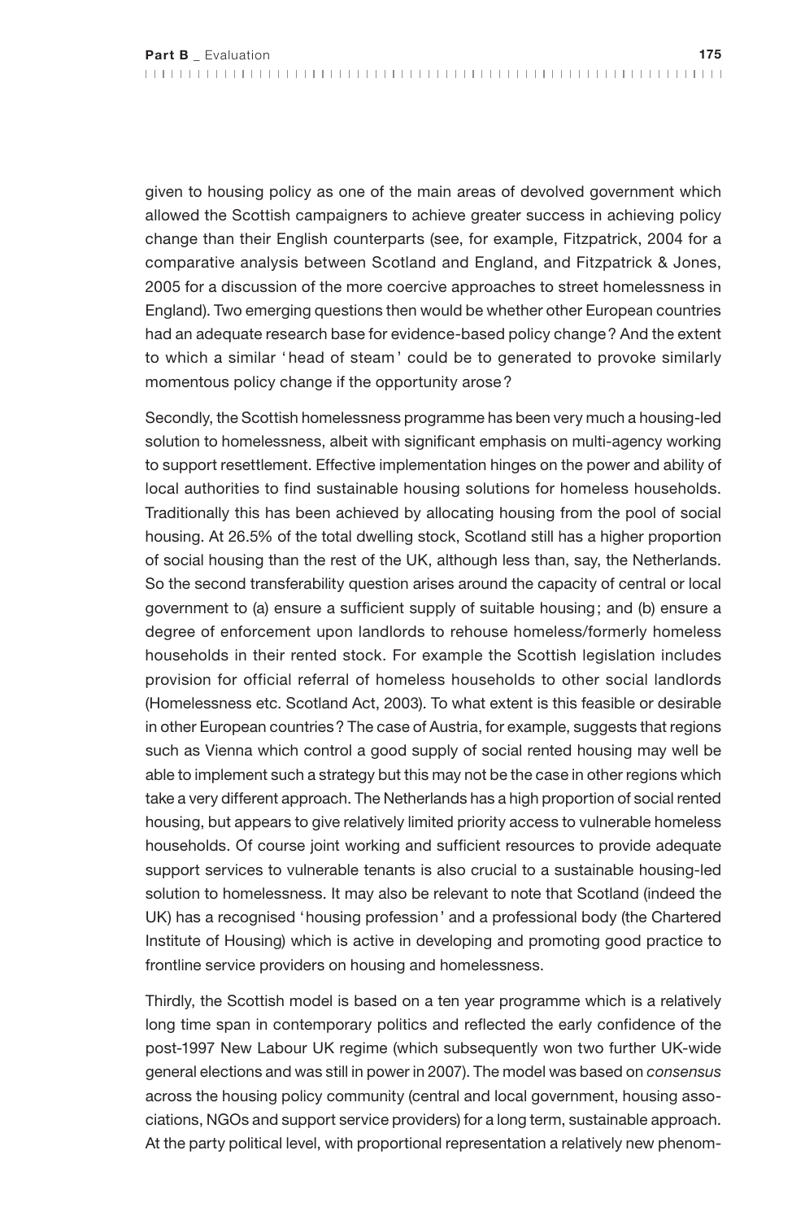given to housing policy as one of the main areas of devolved government which allowed the Scottish campaigners to achieve greater success in achieving policy change than their English counterparts (see, for example, Fitzpatrick, 2004 for a comparative analysis between Scotland and England, and Fitzpatrick & Jones, 2005 for a discussion of the more coercive approaches to street homelessness in England). Two emerging questions then would be whether other European countries had an adequate research base for evidence-based policy change? And the extent to which a similar 'head of steam' could be to generated to provoke similarly momentous policy change if the opportunity arose?

Secondly, the Scottish homelessness programme has been very much a housing-led solution to homelessness, albeit with significant emphasis on multi-agency working to support resettlement. Effective implementation hinges on the power and ability of local authorities to find sustainable housing solutions for homeless households. Traditionally this has been achieved by allocating housing from the pool of social housing. At 26.5% of the total dwelling stock, Scotland still has a higher proportion of social housing than the rest of the UK, although less than, say, the Netherlands. So the second transferability question arises around the capacity of central or local government to (a) ensure a sufficient supply of suitable housing; and (b) ensure a degree of enforcement upon landlords to rehouse homeless/formerly homeless households in their rented stock. For example the Scottish legislation includes provision for official referral of homeless households to other social landlords (Homelessness etc. Scotland Act, 2003). To what extent is this feasible or desirable in other European countries? The case of Austria, for example, suggests that regions such as Vienna which control a good supply of social rented housing may well be able to implement such a strategy but this may not be the case in other regions which take a very different approach. The Netherlands has a high proportion of social rented housing, but appears to give relatively limited priority access to vulnerable homeless households. Of course joint working and sufficient resources to provide adequate support services to vulnerable tenants is also crucial to a sustainable housing-led solution to homelessness. It may also be relevant to note that Scotland (indeed the UK) has a recognised 'housing profession' and a professional body (the Chartered Institute of Housing) which is active in developing and promoting good practice to frontline service providers on housing and homelessness.

Thirdly, the Scottish model is based on a ten year programme which is a relatively long time span in contemporary politics and reflected the early confidence of the post-1997 New Labour UK regime (which subsequently won two further UK-wide general elections and was still in power in 2007). The model was based on *consensus* across the housing policy community (central and local government, housing associations, NGOs and support service providers) for a long term, sustainable approach. At the party political level, with proportional representation a relatively new phenom-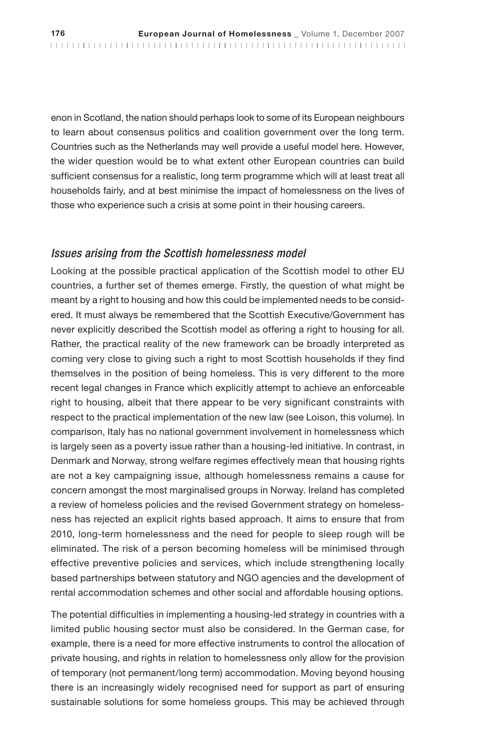enon in Scotland, the nation should perhaps look to some of its European neighbours to learn about consensus politics and coalition government over the long term. Countries such as the Netherlands may well provide a useful model here. However, the wider question would be to what extent other European countries can build sufficient consensus for a realistic, long term programme which will at least treat all households fairly, and at best minimise the impact of homelessness on the lives of those who experience such a crisis at some point in their housing careers.

### *Issues arising from the Scottish homelessness model*

Looking at the possible practical application of the Scottish model to other EU countries, a further set of themes emerge. Firstly, the question of what might be meant by a right to housing and how this could be implemented needs to be considered. It must always be remembered that the Scottish Executive/Government has never explicitly described the Scottish model as offering a right to housing for all. Rather, the practical reality of the new framework can be broadly interpreted as coming very close to giving such a right to most Scottish households if they find themselves in the position of being homeless. This is very different to the more recent legal changes in France which explicitly attempt to achieve an enforceable right to housing, albeit that there appear to be very significant constraints with respect to the practical implementation of the new law (see Loison, this volume). In comparison, Italy has no national government involvement in homelessness which is largely seen as a poverty issue rather than a housing-led initiative. In contrast, in Denmark and Norway, strong welfare regimes effectively mean that housing rights are not a key campaigning issue, although homelessness remains a cause for concern amongst the most marginalised groups in Norway. Ireland has completed a review of homeless policies and the revised Government strategy on homelessness has rejected an explicit rights based approach. It aims to ensure that from 2010, long-term homelessness and the need for people to sleep rough will be eliminated. The risk of a person becoming homeless will be minimised through effective preventive policies and services, which include strengthening locally based partnerships between statutory and NGO agencies and the development of rental accommodation schemes and other social and affordable housing options.

The potential difficulties in implementing a housing-led strategy in countries with a limited public housing sector must also be considered. In the German case, for example, there is a need for more effective instruments to control the allocation of private housing, and rights in relation to homelessness only allow for the provision of temporary (not permanent/long term) accommodation. Moving beyond housing there is an increasingly widely recognised need for support as part of ensuring sustainable solutions for some homeless groups. This may be achieved through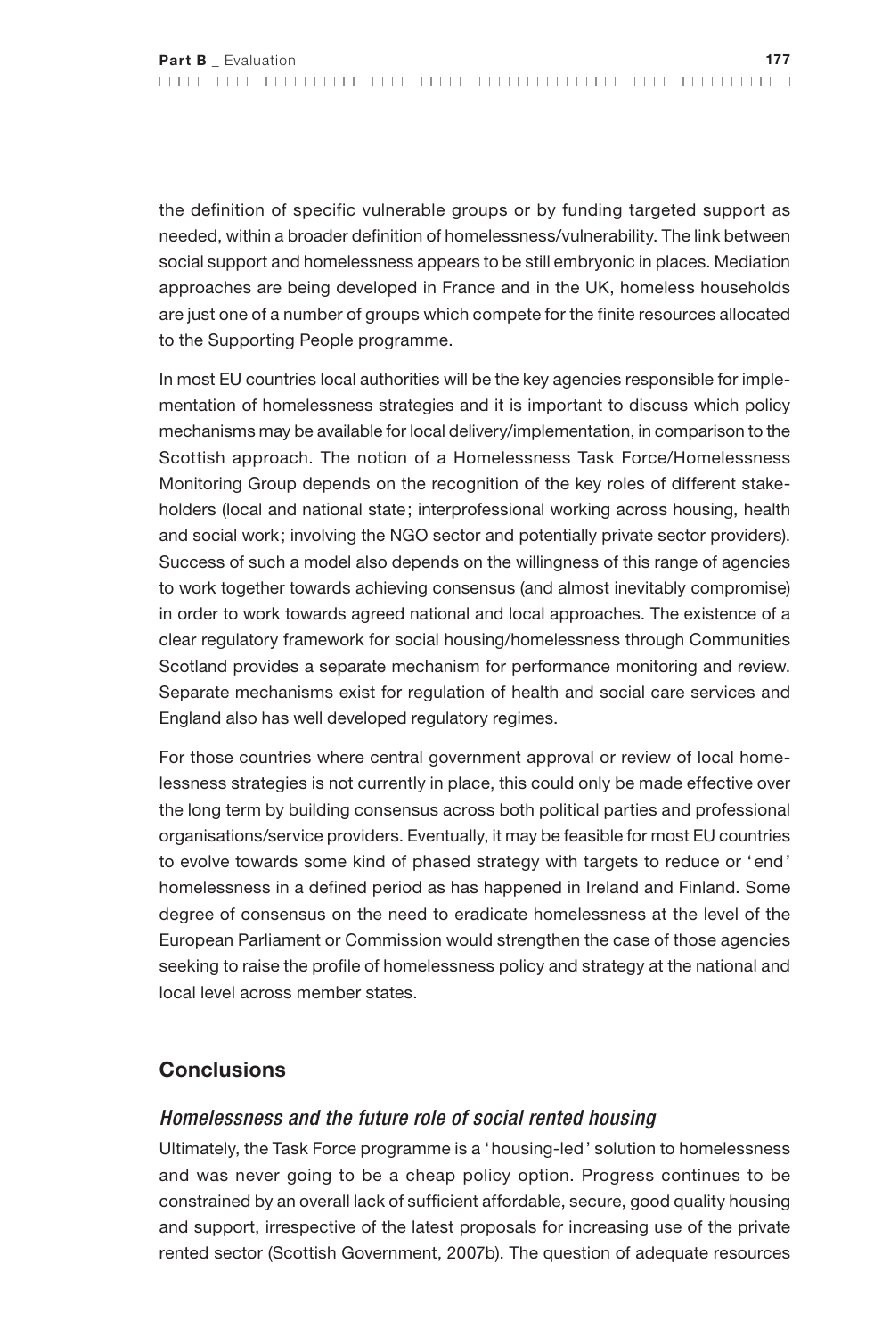the definition of specific vulnerable groups or by funding targeted support as needed, within a broader definition of homelessness/vulnerability. The link between social support and homelessness appears to be still embryonic in places. Mediation approaches are being developed in France and in the UK, homeless households are just one of a number of groups which compete for the finite resources allocated to the Supporting People programme.

In most EU countries local authorities will be the key agencies responsible for implementation of homelessness strategies and it is important to discuss which policy mechanisms may be available for local delivery/implementation, in comparison to the Scottish approach. The notion of a Homelessness Task Force/Homelessness Monitoring Group depends on the recognition of the key roles of different stakeholders (local and national state; interprofessional working across housing, health and social work; involving the NGO sector and potentially private sector providers). Success of such a model also depends on the willingness of this range of agencies to work together towards achieving consensus (and almost inevitably compromise) in order to work towards agreed national and local approaches. The existence of a clear regulatory framework for social housing/homelessness through Communities Scotland provides a separate mechanism for performance monitoring and review. Separate mechanisms exist for regulation of health and social care services and England also has well developed regulatory regimes.

For those countries where central government approval or review of local homelessness strategies is not currently in place, this could only be made effective over the long term by building consensus across both political parties and professional organisations/service providers. Eventually, it may be feasible for most EU countries to evolve towards some kind of phased strategy with targets to reduce or 'end' homelessness in a defined period as has happened in Ireland and Finland. Some degree of consensus on the need to eradicate homelessness at the level of the European Parliament or Commission would strengthen the case of those agencies seeking to raise the profile of homelessness policy and strategy at the national and local level across member states.

## Conclusions

### *Homelessness and the future role of social rented housing*

Ultimately, the Task Force programme is a 'housing-led' solution to homelessness and was never going to be a cheap policy option. Progress continues to be constrained by an overall lack of sufficient affordable, secure, good quality housing and support, irrespective of the latest proposals for increasing use of the private rented sector (Scottish Government, 2007b). The question of adequate resources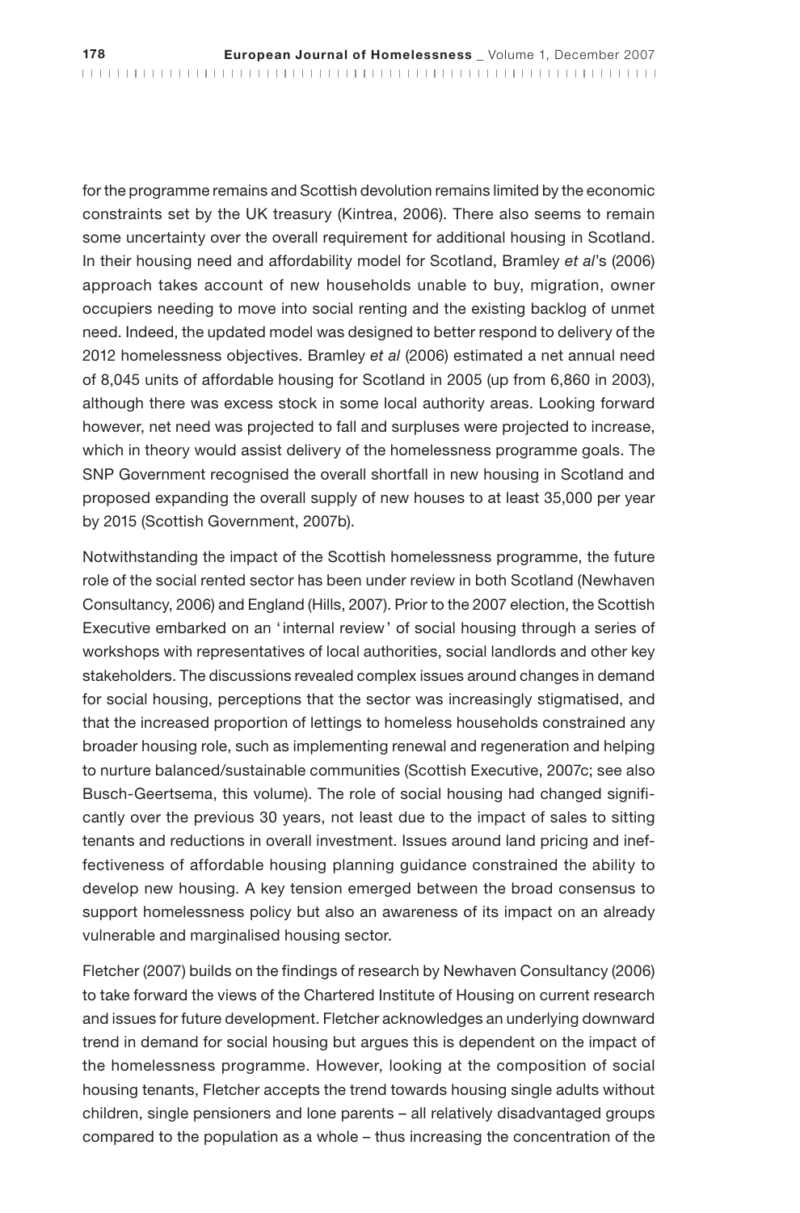for the programme remains and Scottish devolution remains limited by the economic constraints set by the UK treasury (Kintrea, 2006). There also seems to remain some uncertainty over the overall requirement for additional housing in Scotland. In their housing need and affordability model for Scotland, Bramley *et al*'s (2006) approach takes account of new households unable to buy, migration, owner occupiers needing to move into social renting and the existing backlog of unmet need. Indeed, the updated model was designed to better respond to delivery of the 2012 homelessness objectives. Bramley *et al* (2006) estimated a net annual need of 8,045 units of affordable housing for Scotland in 2005 (up from 6,860 in 2003), although there was excess stock in some local authority areas. Looking forward however, net need was projected to fall and surpluses were projected to increase, which in theory would assist delivery of the homelessness programme goals. The SNP Government recognised the overall shortfall in new housing in Scotland and proposed expanding the overall supply of new houses to at least 35,000 per year by 2015 (Scottish Government, 2007b).

Notwithstanding the impact of the Scottish homelessness programme, the future role of the social rented sector has been under review in both Scotland (Newhaven Consultancy, 2006) and England (Hills, 2007). Prior to the 2007 election, the Scottish Executive embarked on an 'internal review' of social housing through a series of workshops with representatives of local authorities, social landlords and other key stakeholders. The discussions revealed complex issues around changes in demand for social housing, perceptions that the sector was increasingly stigmatised, and that the increased proportion of lettings to homeless households constrained any broader housing role, such as implementing renewal and regeneration and helping to nurture balanced/sustainable communities (Scottish Executive, 2007c; see also Busch-Geertsema, this volume). The role of social housing had changed significantly over the previous 30 years, not least due to the impact of sales to sitting tenants and reductions in overall investment. Issues around land pricing and ineffectiveness of affordable housing planning guidance constrained the ability to develop new housing. A key tension emerged between the broad consensus to support homelessness policy but also an awareness of its impact on an already vulnerable and marginalised housing sector.

Fletcher (2007) builds on the findings of research by Newhaven Consultancy (2006) to take forward the views of the Chartered Institute of Housing on current research and issues for future development. Fletcher acknowledges an underlying downward trend in demand for social housing but argues this is dependent on the impact of the homelessness programme. However, looking at the composition of social housing tenants, Fletcher accepts the trend towards housing single adults without children, single pensioners and lone parents – all relatively disadvantaged groups compared to the population as a whole – thus increasing the concentration of the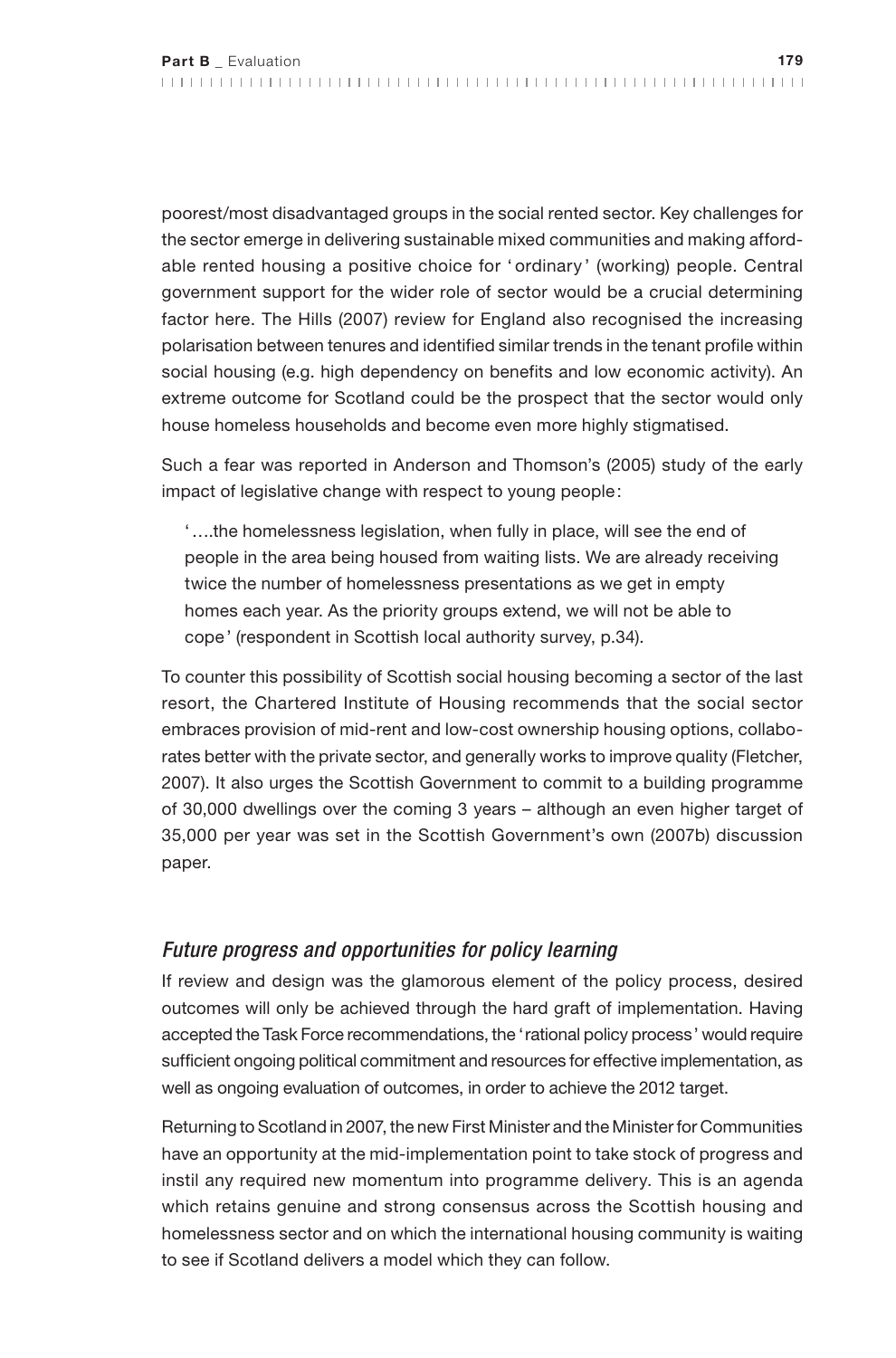poorest/most disadvantaged groups in the social rented sector. Key challenges for the sector emerge in delivering sustainable mixed communities and making affordable rented housing a positive choice for 'ordinary' (working) people. Central government support for the wider role of sector would be a crucial determining factor here. The Hills (2007) review for England also recognised the increasing polarisation between tenures and identified similar trends in the tenant profile within social housing (e.g. high dependency on benefits and low economic activity). An extreme outcome for Scotland could be the prospect that the sector would only house homeless households and become even more highly stigmatised.

Such a fear was reported in Anderson and Thomson's (2005) study of the early impact of legislative change with respect to young people:

> '….the homelessness legislation, when fully in place, will see the end of people in the area being housed from waiting lists. We are already receiving twice the number of homelessness presentations as we get in empty homes each year. As the priority groups extend, we will not be able to cope' (respondent in Scottish local authority survey, p.34).

To counter this possibility of Scottish social housing becoming a sector of the last resort, the Chartered Institute of Housing recommends that the social sector embraces provision of mid-rent and low-cost ownership housing options, collaborates better with the private sector, and generally works to improve quality (Fletcher, 2007). It also urges the Scottish Government to commit to a building programme of 30,000 dwellings over the coming 3 years – although an even higher target of 35,000 per year was set in the Scottish Government's own (2007b) discussion paper.

### *Future progress and opportunities for policy learning*

If review and design was the glamorous element of the policy process, desired outcomes will only be achieved through the hard graft of implementation. Having accepted the Task Force recommendations, the 'rational policy process' would require sufficient ongoing political commitment and resources for effective implementation, as well as ongoing evaluation of outcomes, in order to achieve the 2012 target.

Returning to Scotland in 2007, the new First Minister and the Minister for Communities have an opportunity at the mid-implementation point to take stock of progress and instil any required new momentum into programme delivery. This is an agenda which retains genuine and strong consensus across the Scottish housing and homelessness sector and on which the international housing community is waiting to see if Scotland delivers a model which they can follow.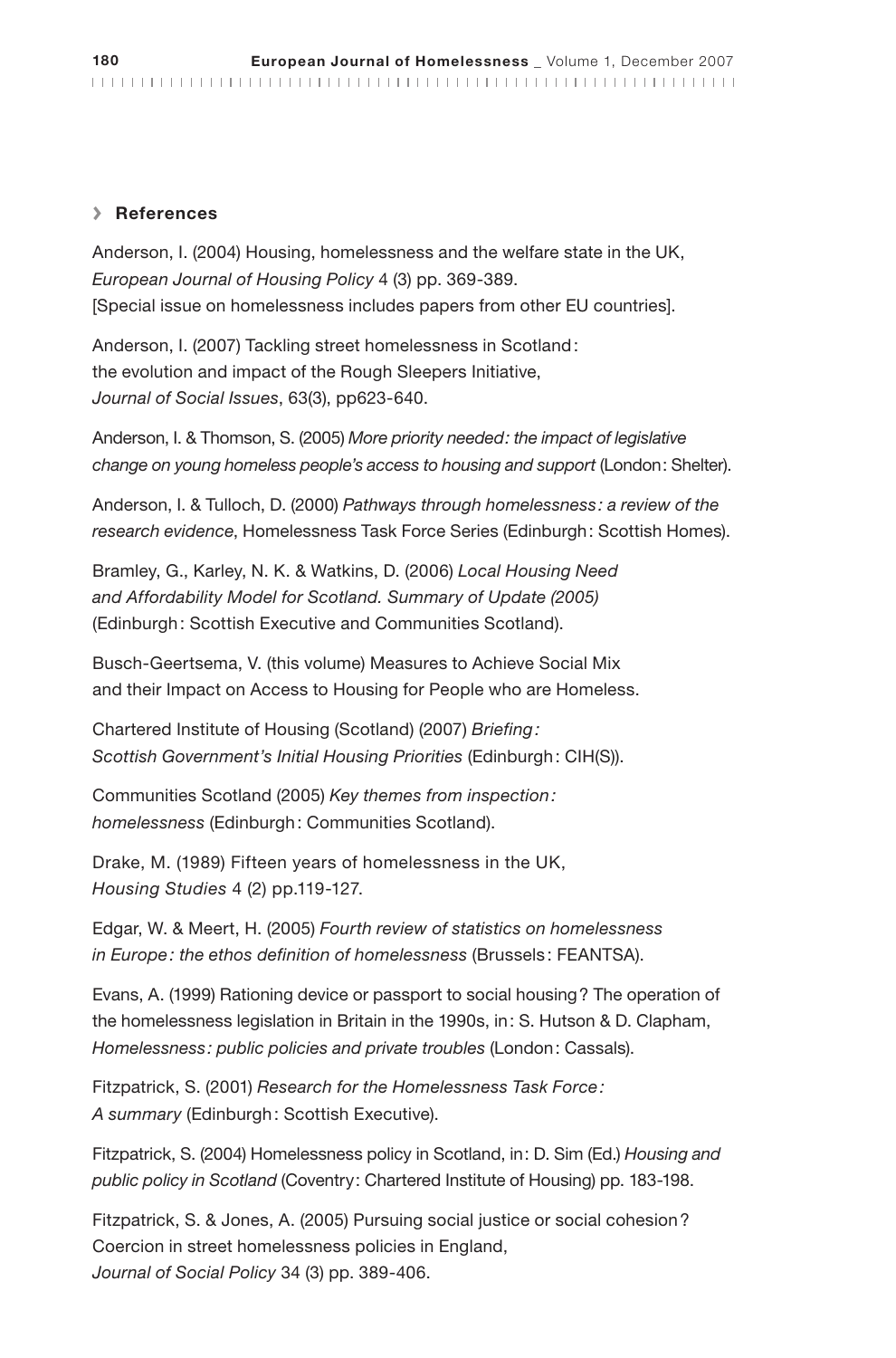## References

Anderson, I. (2004) Housing, homelessness and the welfare state in the UK, *European Journal of Housing Policy* 4 (3) pp. 369-389.
[Special issue on homelessness includes papers from other EU countries].

Anderson, I. (2007) Tackling street homelessness in Scotland: the evolution and impact of the Rough Sleepers Initiative, *Journal of Social Issues*, 63(3), pp623-640.

Anderson, I. & Thomson, S. (2005) *More priority needed: the impact of legislative change on young homeless people's access to housing and support* (London: Shelter).

Anderson, I. & Tulloch, D. (2000) *Pathways through homelessness: a review of the research evidence*, Homelessness Task Force Series (Edinburgh: Scottish Homes).

Bramley, G., Karley, N. K. & Watkins, D. (2006) *Local Housing Need and Affordability Model for Scotland. Summary of Update (2005)* (Edinburgh: Scottish Executive and Communities Scotland).

Busch-Geertsema, V. (this volume) Measures to Achieve Social Mix and their Impact on Access to Housing for People who are Homeless.

Chartered Institute of Housing (Scotland) (2007) *Briefing: Scottish Government's Initial Housing Priorities* (Edinburgh: CIH(S)).

Communities Scotland (2005) *Key themes from inspection: homelessness* (Edinburgh: Communities Scotland).

Drake, M. (1989) Fifteen years of homelessness in the UK, *Housing Studies* 4 (2) pp.119-127.

Edgar, W. & Meert, H. (2005) *Fourth review of statistics on homelessness in Europe: the ethos definition of homelessness* (Brussels: FEANTSA).

Evans, A. (1999) Rationing device or passport to social housing? The operation of the homelessness legislation in Britain in the 1990s, in: S. Hutson & D. Clapham, *Homelessness: public policies and private troubles* (London: Cassals).

Fitzpatrick, S. (2001) *Research for the Homelessness Task Force: A summary* (Edinburgh: Scottish Executive).

Fitzpatrick, S. (2004) Homelessness policy in Scotland, in: D. Sim (Ed.) *Housing and public policy in Scotland* (Coventry: Chartered Institute of Housing) pp. 183-198.

Fitzpatrick, S. & Jones, A. (2005) Pursuing social justice or social cohesion? Coercion in street homelessness policies in England, *Journal of Social Policy* 34 (3) pp. 389-406.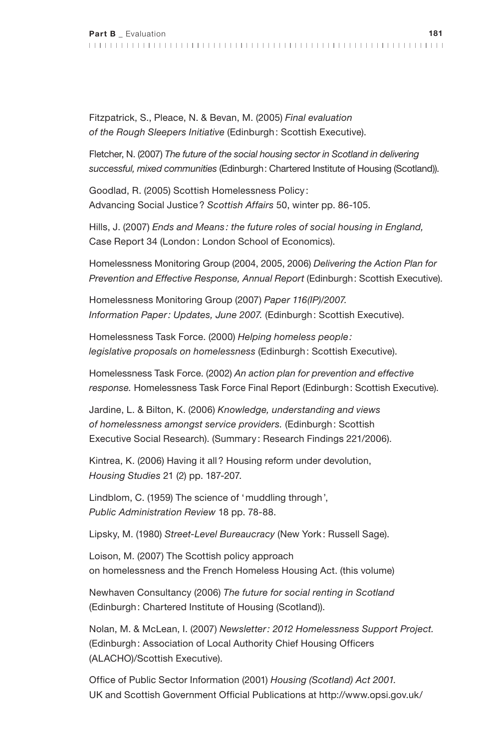Fitzpatrick, S., Pleace, N. & Bevan, M. (2005) *Final evaluation of the Rough Sleepers Initiative* (Edinburgh: Scottish Executive).

Fletcher, N. (2007) *The future of the social housing sector in Scotland in delivering successful, mixed communities* (Edinburgh: Chartered Institute of Housing (Scotland)).

Goodlad, R. (2005) Scottish Homelessness Policy: Advancing Social Justice? *Scottish Affairs* 50, winter pp. 86-105.

Hills, J. (2007) *Ends and Means: the future roles of social housing in England,* Case Report 34 (London: London School of Economics).

Homelessness Monitoring Group (2004, 2005, 2006) *Delivering the Action Plan for Prevention and Effective Response, Annual Report* (Edinburgh: Scottish Executive).

Homelessness Monitoring Group (2007) *Paper 116(IP)/2007. Information Paper: Updates, June 2007.* (Edinburgh: Scottish Executive).

Homelessness Task Force. (2000) *Helping homeless people: legislative proposals on homelessness* (Edinburgh: Scottish Executive).

Homelessness Task Force. (2002) *An action plan for prevention and effective response.* Homelessness Task Force Final Report (Edinburgh: Scottish Executive).

Jardine, L. & Bilton, K. (2006) *Knowledge, understanding and views of homelessness amongst service providers.* (Edinburgh: Scottish Executive Social Research). (Summary: Research Findings 221/2006).

Kintrea, K. (2006) Having it all? Housing reform under devolution, *Housing Studies* 21 (2) pp. 187-207.

Lindblom, C. (1959) The science of 'muddling through', *Public Administration Review* 18 pp. 78-88.

Lipsky, M. (1980) *Street-Level Bureaucracy* (New York: Russell Sage).

Loison, M. (2007) The Scottish policy approach on homelessness and the French Homeless Housing Act. (this volume)

Newhaven Consultancy (2006) *The future for social renting in Scotland* (Edinburgh: Chartered Institute of Housing (Scotland)).

Nolan, M. & McLean, I. (2007) *Newsletter: 2012 Homelessness Support Project.* (Edinburgh: Association of Local Authority Chief Housing Officers (ALACHO)/Scottish Executive).

Office of Public Sector Information (2001) *Housing (Scotland) Act 2001.* UK and Scottish Government Official Publications at http://www.opsi.gov.uk/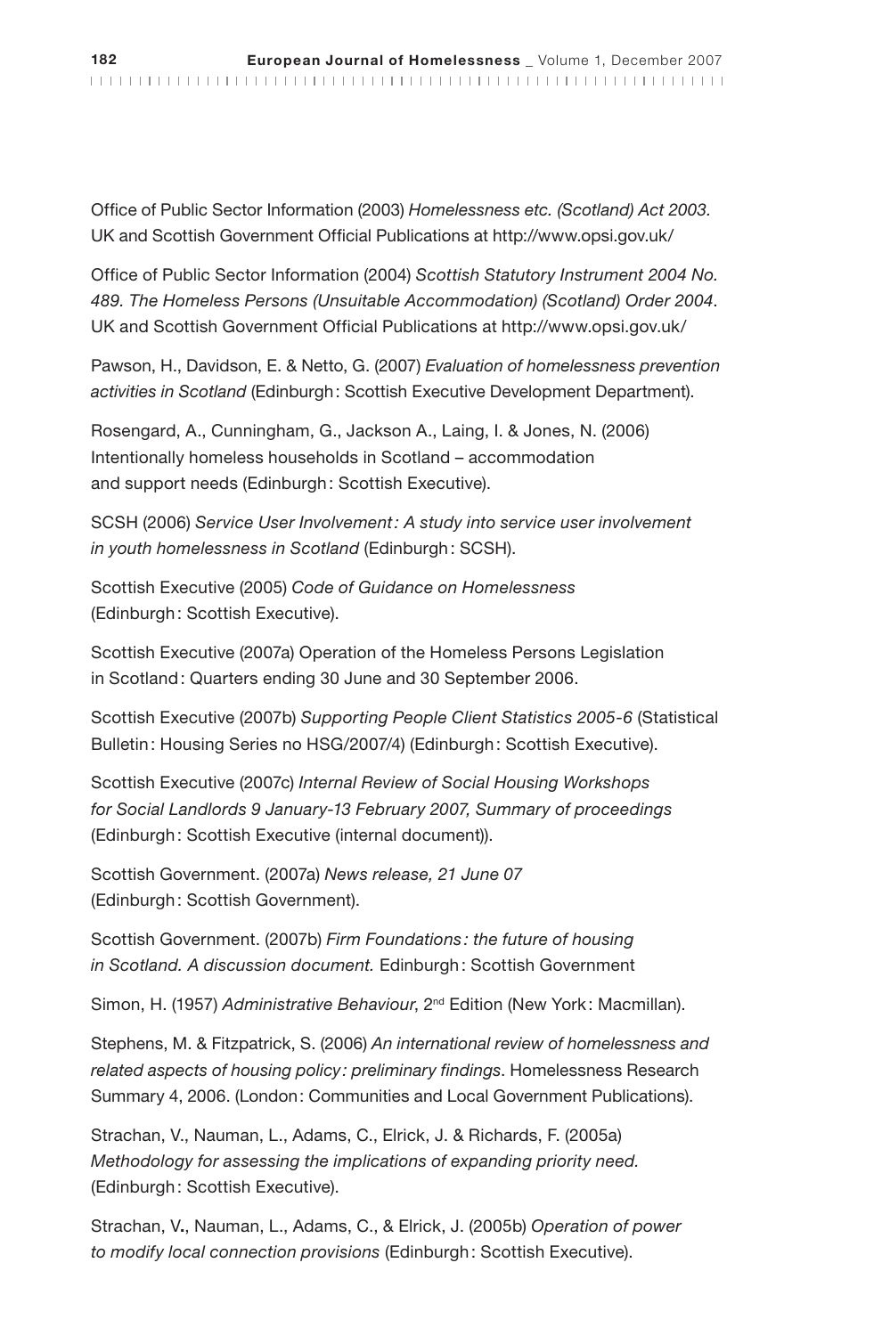Office of Public Sector Information (2003) *Homelessness etc. (Scotland) Act 2003.* UK and Scottish Government Official Publications at http://www.opsi.gov.uk/

Office of Public Sector Information (2004) *Scottish Statutory Instrument 2004 No. 489. The Homeless Persons (Unsuitable Accommodation) (Scotland) Order 2004*. UK and Scottish Government Official Publications at http://www.opsi.gov.uk/

Pawson, H., Davidson, E. & Netto, G. (2007) *Evaluation of homelessness prevention activities in Scotland* (Edinburgh: Scottish Executive Development Department).

Rosengard, A., Cunningham, G., Jackson A., Laing, I. & Jones, N. (2006) Intentionally homeless households in Scotland – accommodation and support needs (Edinburgh: Scottish Executive).

SCSH (2006) *Service User Involvement: A study into service user involvement in youth homelessness in Scotland* (Edinburgh: SCSH).

Scottish Executive (2005) *Code of Guidance on Homelessness* (Edinburgh: Scottish Executive).

Scottish Executive (2007a) Operation of the Homeless Persons Legislation in Scotland: Quarters ending 30 June and 30 September 2006.

Scottish Executive (2007b) *Supporting People Client Statistics 2005-6* (Statistical Bulletin: Housing Series no HSG/2007/4) (Edinburgh: Scottish Executive).

Scottish Executive (2007c) *Internal Review of Social Housing Workshops for Social Landlords 9 January-13 February 2007, Summary of proceedings* (Edinburgh: Scottish Executive (internal document)).

Scottish Government. (2007a) *News release, 21 June 07* (Edinburgh: Scottish Government).

Scottish Government. (2007b) *Firm Foundations: the future of housing in Scotland. A discussion document.* Edinburgh: Scottish Government

Simon, H. (1957) *Administrative Behaviour*, 2nd Edition (New York: Macmillan).

Stephens, M. & Fitzpatrick, S. (2006) *An international review of homelessness and related aspects of housing policy: preliminary findings*. Homelessness Research Summary 4, 2006. (London: Communities and Local Government Publications).

Strachan, V., Nauman, L., Adams, C., Elrick, J. & Richards, F. (2005a) *Methodology for assessing the implications of expanding priority need.* (Edinburgh: Scottish Executive).

Strachan, V., Nauman, L., Adams, C., & Elrick, J. (2005b) *Operation of power to modify local connection provisions* (Edinburgh: Scottish Executive).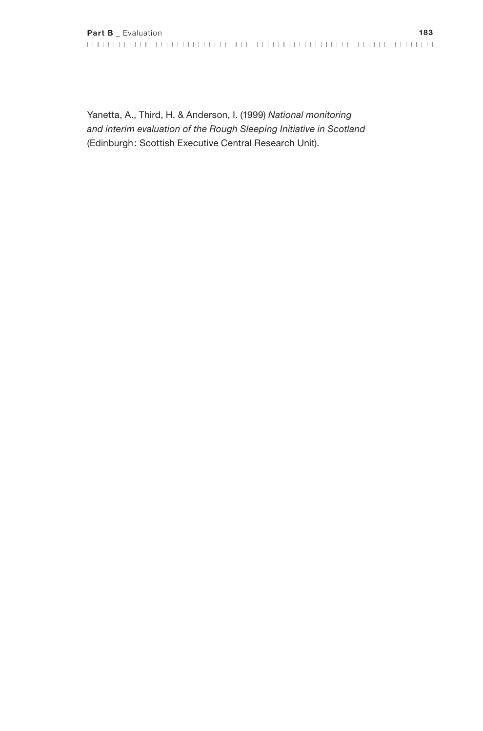Yanetta, A., Third, H. & Anderson, I. (1999) *National monitoring and interim evaluation of the Rough Sleeping Initiative in Scotland* (Edinburgh: Scottish Executive Central Research Unit).